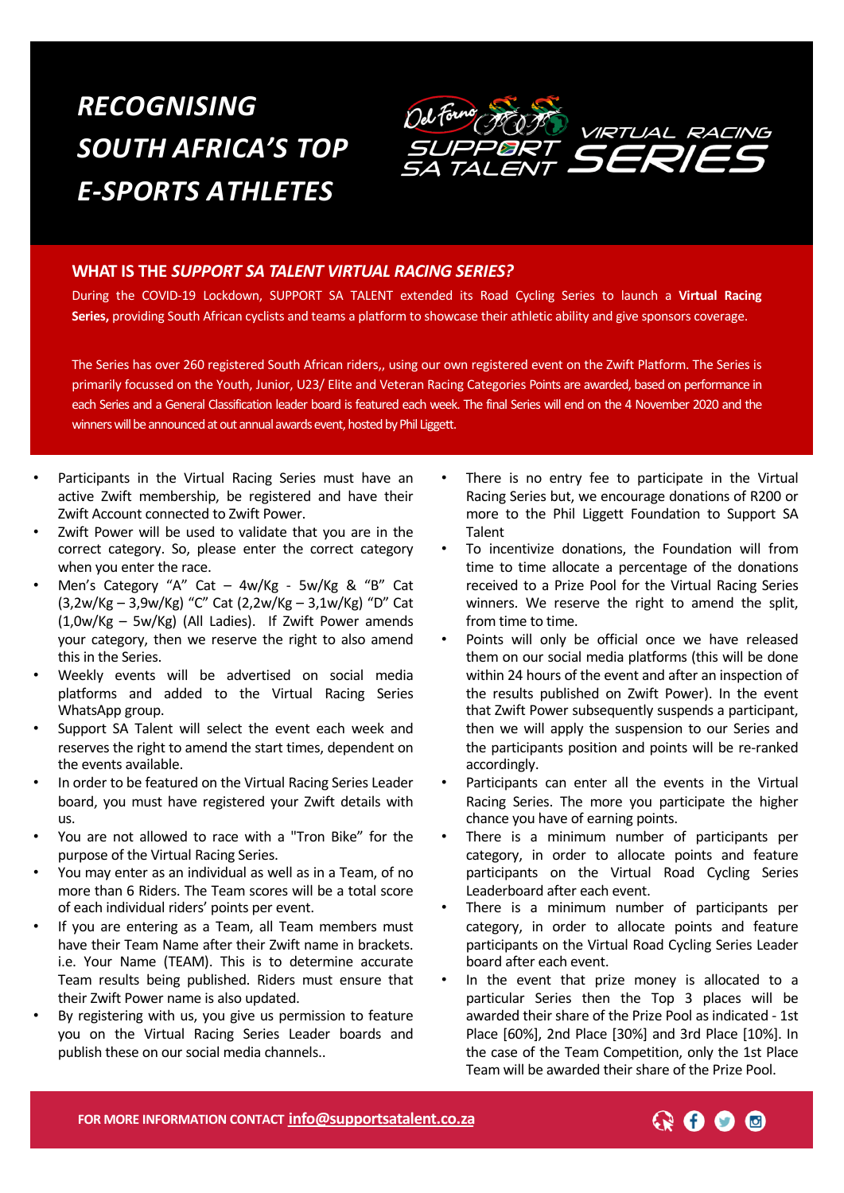// RECOGNISING SOUTH AFRICA'S TOP E-SPORTS ATHLETES

# RECOGNISING SOUTH AFRICA'S TOP E-SPORTS ATHLETES

Del Forno SUPPORT SA TALENT VIRTUAL RACING SERIES

## WHAT IS THE *SUPPORT SA TALENT VIRTUAL RACING SERIES?*

During the COVID-19 Lockdown, SUPPORT SA TALENT extended its Road Cycling Series to launch a **Virtual Racing Series,** providing South African cyclists and teams a platform to showcase their athletic ability and give sponsors coverage.

The Series has over 260 registered South African riders,, using our own registered event on the Zwift Platform. The Series is primarily focussed on the Youth, Junior, U23/ Elite and Veteran Racing Categories Points are awarded, based on performance in each Series and a General Classification leader board is featured each week. The final Series will end on the 4 November 2020 and the winners will be announced at out annual awards event, hosted by Phil Liggett.

- Participants in the Virtual Racing Series must have an active Zwift membership, be registered and have their Zwift Account connected to Zwift Power.
- Zwift Power will be used to validate that you are in the correct category. So, please enter the correct category when you enter the race.
- Men's Category "A" Cat – 4w/Kg - 5w/Kg & "B" Cat (3,2w/Kg – 3,9w/Kg) "C" Cat (2,2w/Kg – 3,1w/Kg) "D" Cat (1,0w/Kg – 5w/Kg) (All Ladies). If Zwift Power amends your category, then we reserve the right to also amend this in the Series.
- Weekly events will be advertised on social media platforms and added to the Virtual Racing Series WhatsApp group.
- Support SA Talent will select the event each week and reserves the right to amend the start times, dependent on the events available.
- In order to be featured on the Virtual Racing Series Leader board, you must have registered your Zwift details with us.
- You are not allowed to race with a "Tron Bike" for the purpose of the Virtual Racing Series.
- You may enter as an individual as well as in a Team, of no more than 6 Riders. The Team scores will be a total score of each individual riders' points per event.
- If you are entering as a Team, all Team members must have their Team Name after their Zwift name in brackets. i.e. Your Name (TEAM). This is to determine accurate Team results being published. Riders must ensure that their Zwift Power name is also updated.
- By registering with us, you give us permission to feature you on the Virtual Racing Series Leader boards and publish these on our social media channels..
- There is no entry fee to participate in the Virtual Racing Series but, we encourage donations of R200 or more to the Phil Liggett Foundation to Support SA Talent
- To incentivize donations, the Foundation will from time to time allocate a percentage of the donations received to a Prize Pool for the Virtual Racing Series winners. We reserve the right to amend the split, from time to time.
- Points will only be official once we have released them on our social media platforms (this will be done within 24 hours of the event and after an inspection of the results published on Zwift Power). In the event that Zwift Power subsequently suspends a participant, then we will apply the suspension to our Series and the participants position and points will be re-ranked accordingly.
- Participants can enter all the events in the Virtual Racing Series. The more you participate the higher chance you have of earning points.
- There is a minimum number of participants per category, in order to allocate points and feature participants on the Virtual Road Cycling Series Leaderboard after each event.
- There is a minimum number of participants per category, in order to allocate points and feature participants on the Virtual Road Cycling Series Leader board after each event.
- In the event that prize money is allocated to a particular Series then the Top 3 places will be awarded their share of the Prize Pool as indicated - 1st Place [60%], 2nd Place [30%] and 3rd Place [10%]. In the case of the Team Competition, only the 1st Place Team will be awarded their share of the Prize Pool.

**FOR MORE INFORMATION CONTACT** **info@supportsatalent.co.za**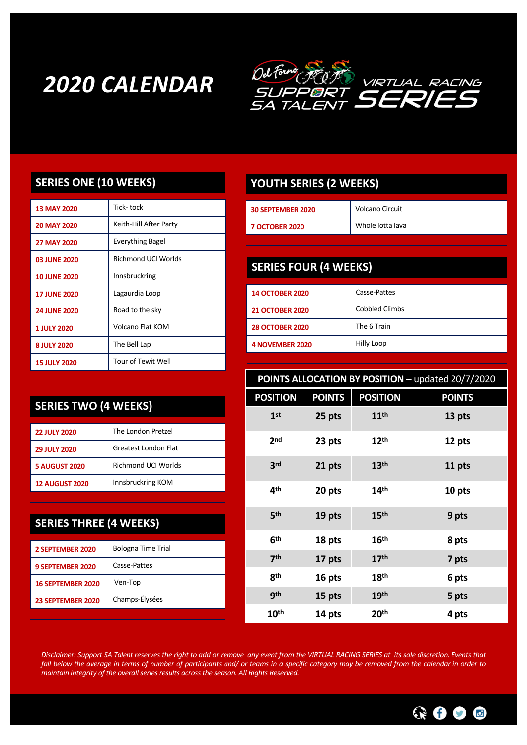# 2020 CALENDAR

Del Forno SUPPORT SA TALENT VIRTUAL RACING SERIES

## SERIES ONE (10 WEEKS)

| | |
|---|---|
| 13 MAY 2020 | Tick- tock |
| 20 MAY 2020 | Keith-Hill After Party |
| 27 MAY 2020 | Everything Bagel |
| 03 JUNE 2020 | Richmond UCI Worlds |
| 10 JUNE 2020 | Innsbruckring |
| 17 JUNE 2020 | Lagaurdia Loop |
| 24 JUNE 2020 | Road to the sky |
| 1 JULY 2020 | Volcano Flat KOM |
| 8 JULY 2020 | The Bell Lap |
| 15 JULY 2020 | Tour of Tewit Well |

## SERIES TWO (4 WEEKS)

| | |
|---|---|
| 22 JULY 2020 | The London Pretzel |
| 29 JULY 2020 | Greatest London Flat |
| 5 AUGUST 2020 | Richmond UCI Worlds |
| 12 AUGUST 2020 | Innsbruckring KOM |

## SERIES THREE (4 WEEKS)

| | |
|---|---|
| 2 SEPTEMBER 2020 | Bologna Time Trial |
| 9 SEPTEMBER 2020 | Casse-Pattes |
| 16 SEPTEMBER 2020 | Ven-Top |
| 23 SEPTEMBER 2020 | Champs-Élysées |

## YOUTH SERIES (2 WEEKS)

| | |
|---|---|
| 30 SEPTEMBER 2020 | Volcano Circuit |
| 7 OCTOBER 2020 | Whole lotta lava |

## SERIES FOUR (4 WEEKS)

| | |
|---|---|
| 14 OCTOBER 2020 | Casse-Pattes |
| 21 OCTOBER 2020 | Cobbled Climbs |
| 28 OCTOBER 2020 | The 6 Train |
| 4 NOVEMBER 2020 | Hilly Loop |

## POINTS ALLOCATION BY POSITION – updated 20/7/2020

| POSITION | POINTS | POSITION | POINTS |
|---|---|---|---|
| 1st | 25 pts | 11th | 13 pts |
| 2nd | 23 pts | 12th | 12 pts |
| 3rd | 21 pts | 13th | 11 pts |
| 4th | 20 pts | 14th | 10 pts |
| 5th | 19 pts | 15th | 9 pts |
| 6th | 18 pts | 16th | 8 pts |
| 7th | 17 pts | 17th | 7 pts |
| 8th | 16 pts | 18th | 6 pts |
| 9th | 15 pts | 19th | 5 pts |
| 10th | 14 pts | 20th | 4 pts |

*Disclaimer: Support SA Talent reserves the right to add or remove any event from the VIRTUAL RACING SERIES at its sole discretion. Events that fall below the average in terms of number of participants and/ or teams in a specific category may be removed from the calendar in order to maintain integrity of the overall series results across the season. All Rights Reserved.*